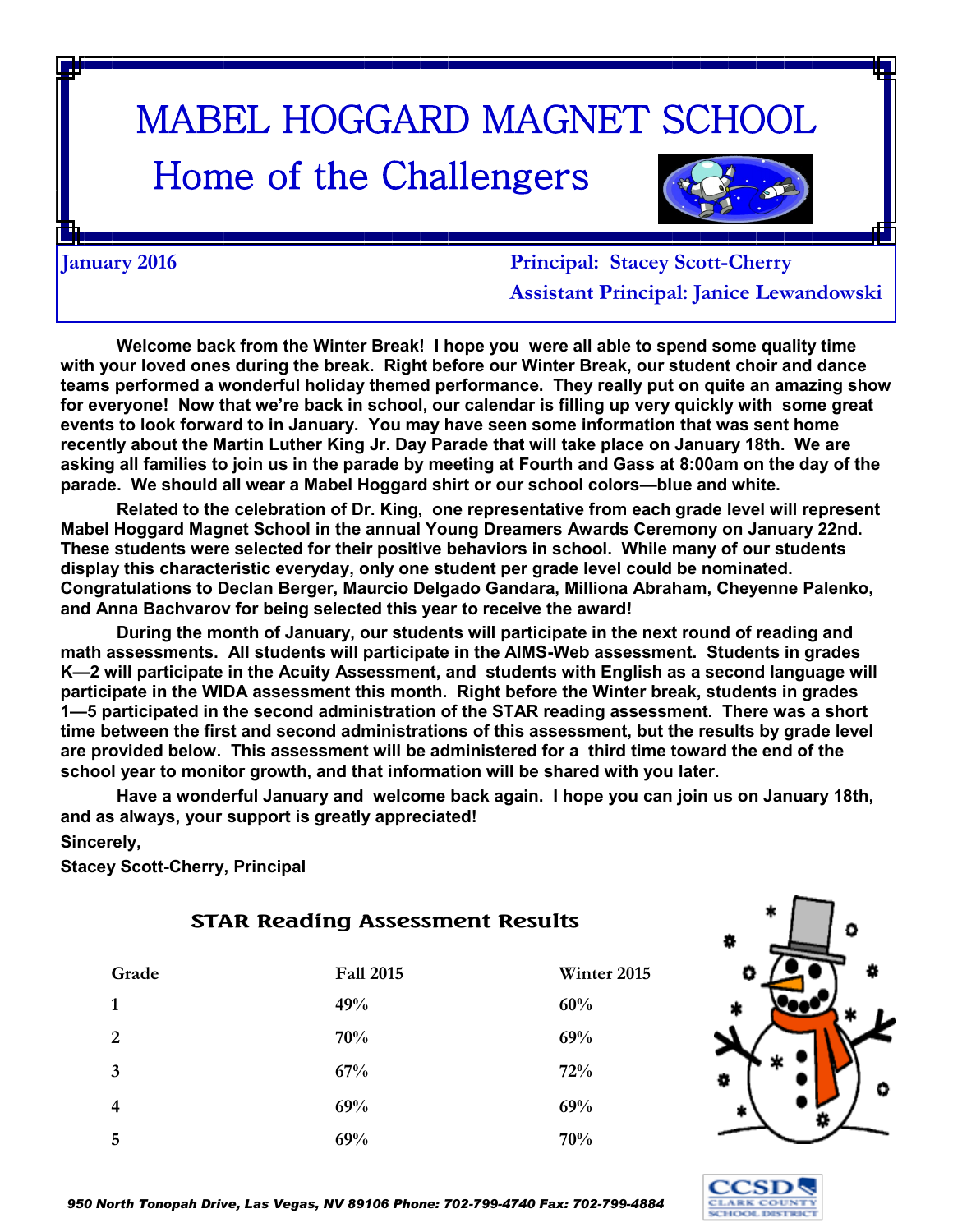# MABEL HOGGARD MAGNET SCHOOL

## Home of the Challengers

**January 2016**

**Principal: Stacey Scott-Cherry**
**Assistant Principal: Janice Lewandowski**

**Welcome back from the Winter Break! I hope you were all able to spend some quality time with your loved ones during the break. Right before our Winter Break, our student choir and dance teams performed a wonderful holiday themed performance. They really put on quite an amazing show for everyone! Now that we're back in school, our calendar is filling up very quickly with some great events to look forward to in January. You may have seen some information that was sent home recently about the Martin Luther King Jr. Day Parade that will take place on January 18th. We are asking all families to join us in the parade by meeting at Fourth and Gass at 8:00am on the day of the parade. We should all wear a Mabel Hoggard shirt or our school colors—blue and white.**

**Related to the celebration of Dr. King, one representative from each grade level will represent Mabel Hoggard Magnet School in the annual Young Dreamers Awards Ceremony on January 22nd. These students were selected for their positive behaviors in school. While many of our students display this characteristic everyday, only one student per grade level could be nominated. Congratulations to Declan Berger, Maurcio Delgado Gandara, Milliona Abraham, Cheyenne Palenko, and Anna Bachvarov for being selected this year to receive the award!**

**During the month of January, our students will participate in the next round of reading and math assessments. All students will participate in the AIMS-Web assessment. Students in grades K—2 will participate in the Acuity Assessment, and students with English as a second language will participate in the WIDA assessment this month. Right before the Winter break, students in grades 1—5 participated in the second administration of the STAR reading assessment. There was a short time between the first and second administrations of this assessment, but the results by grade level are provided below. This assessment will be administered for a third time toward the end of the school year to monitor growth, and that information will be shared with you later.**

**Have a wonderful January and welcome back again. I hope you can join us on January 18th, and as always, your support is greatly appreciated!**

**Sincerely,**

**Stacey Scott-Cherry, Principal**

### STAR Reading Assessment Results

| Grade | Fall 2015 | Winter 2015 |
|---|---|---|
| 1 | 49% | 60% |
| 2 | 70% | 69% |
| 3 | 67% | 72% |
| 4 | 69% | 69% |
| 5 | 69% | 70% |

*950 North Tonopah Drive, Las Vegas, NV 89106 Phone: 702-799-4740 Fax: 702-799-4884*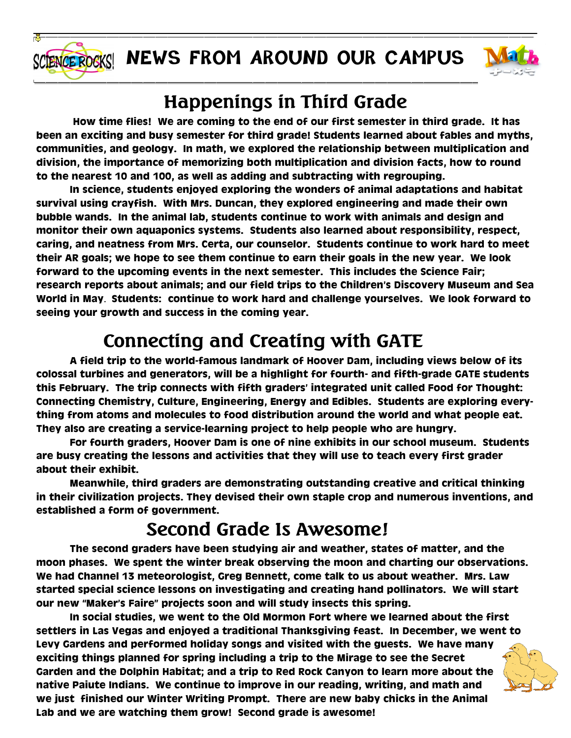# NEWS FROM AROUND OUR CAMPUS

## Happenings in Third Grade

How time flies! We are coming to the end of our first semester in third grade. It has been an exciting and busy semester for third grade! Students learned about fables and myths, communities, and geology. In math, we explored the relationship between multiplication and division, the importance of memorizing both multiplication and division facts, how to round to the nearest 10 and 100, as well as adding and subtracting with regrouping.

In science, students enjoyed exploring the wonders of animal adaptations and habitat survival using crayfish. With Mrs. Duncan, they explored engineering and made their own bubble wands. In the animal lab, students continue to work with animals and design and monitor their own aquaponics systems. Students also learned about responsibility, respect, caring, and neatness from Mrs. Certa, our counselor. Students continue to work hard to meet their AR goals; we hope to see them continue to earn their goals in the new year. We look forward to the upcoming events in the next semester. This includes the Science Fair; research reports about animals; and our field trips to the Children's Discovery Museum and Sea World in May. Students: continue to work hard and challenge yourselves. We look forward to seeing your growth and success in the coming year.

## Connecting and Creating with GATE

A field trip to the world-famous landmark of Hoover Dam, including views below of its colossal turbines and generators, will be a highlight for fourth- and fifth-grade GATE students this February. The trip connects with fifth graders' integrated unit called Food for Thought: Connecting Chemistry, Culture, Engineering, Energy and Edibles. Students are exploring everything from atoms and molecules to food distribution around the world and what people eat. They also are creating a service-learning project to help people who are hungry.

For fourth graders, Hoover Dam is one of nine exhibits in our school museum. Students are busy creating the lessons and activities that they will use to teach every first grader about their exhibit.

Meanwhile, third graders are demonstrating outstanding creative and critical thinking in their civilization projects. They devised their own staple crop and numerous inventions, and established a form of government.

## Second Grade Is Awesome!

The second graders have been studying air and weather, states of matter, and the moon phases. We spent the winter break observing the moon and charting our observations. We had Channel 13 meteorologist, Greg Bennett, come talk to us about weather. Mrs. Law started special science lessons on investigating and creating hand pollinators. We will start our new "Maker's Faire" projects soon and will study insects this spring.

In social studies, we went to the Old Mormon Fort where we learned about the first settlers in Las Vegas and enjoyed a traditional Thanksgiving feast. In December, we went to Levy Gardens and performed holiday songs and visited with the guests. We have many exciting things planned for spring including a trip to the Mirage to see the Secret Garden and the Dolphin Habitat; and a trip to Red Rock Canyon to learn more about the native Paiute Indians. We continue to improve in our reading, writing, and math and we just finished our Winter Writing Prompt. There are new baby chicks in the Animal Lab and we are watching them grow! Second grade is awesome!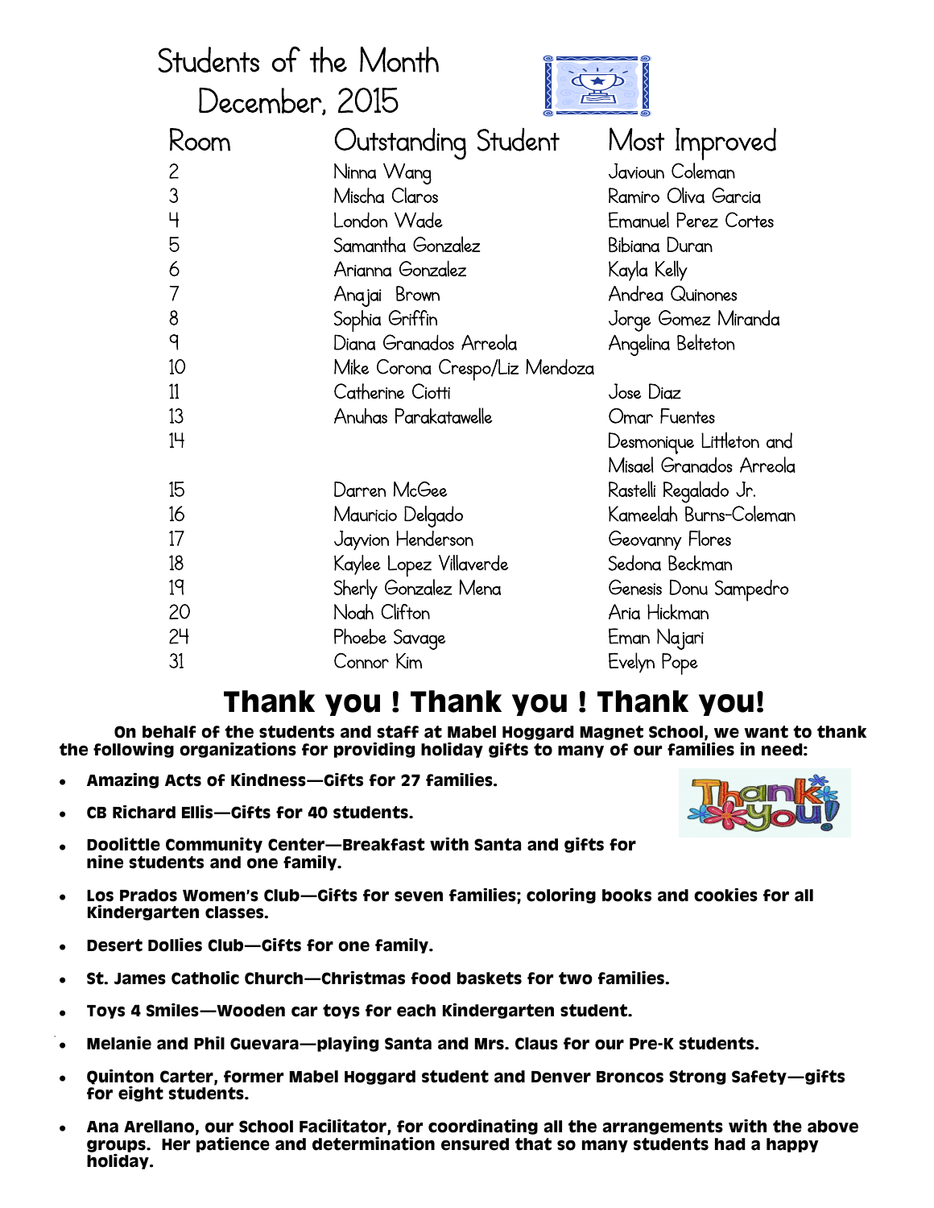# Students of the Month
## December, 2015

| Room | Outstanding Student | Most Improved |
|---|---|---|
| 2 | Ninna Wang | Javioun Coleman |
| 3 | Mischa Claros | Ramiro Oliva Garcia |
| 4 | London Wade | Emanuel Perez Cortes |
| 5 | Samantha Gonzalez | Bibiana Duran |
| 6 | Arianna Gonzalez | Kayla Kelly |
| 7 | Anajai Brown | Andrea Quinones |
| 8 | Sophia Griffin | Jorge Gomez Miranda |
| 9 | Diana Granados Arreola | Angelina Belteton |
| 10 | Mike Corona Crespo/Liz Mendoza | |
| 11 | Catherine Ciotti | Jose Diaz |
| 13 | Anuhas Parakatawelle | Omar Fuentes |
| 14 | | Desmonique Littleton and Misael Granados Arreola |
| 15 | Darren McGee | Rastelli Regalado Jr. |
| 16 | Mauricio Delgado | Kameelah Burns-Coleman |
| 17 | Jayvion Henderson | Geovanny Flores |
| 18 | Kaylee Lopez Villaverde | Sedona Beckman |
| 19 | Sherly Gonzalez Mena | Genesis Donu Sampedro |
| 20 | Noah Clifton | Aria Hickman |
| 24 | Phoebe Savage | Eman Najari |
| 31 | Connor Kim | Evelyn Pope |

# Thank you ! Thank you ! Thank you!

**On behalf of the students and staff at Mabel Hoggard Magnet School, we want to thank the following organizations for providing holiday gifts to many of our families in need:**

- **Amazing Acts of Kindness—Gifts for 27 families.**
- **CB Richard Ellis—Gifts for 40 students.**
- **Doolittle Community Center—Breakfast with Santa and gifts for nine students and one family.**
- **Los Prados Women's Club—Gifts for seven families; coloring books and cookies for all Kindergarten classes.**
- **Desert Dollies Club—Gifts for one family.**
- **St. James Catholic Church—Christmas food baskets for two families.**
- **Toys 4 Smiles—Wooden car toys for each Kindergarten student.**
- **Melanie and Phil Guevara—playing Santa and Mrs. Claus for our Pre-K students.**
- **Quinton Carter, former Mabel Hoggard student and Denver Broncos Strong Safety—gifts for eight students.**
- **Ana Arellano, our School Facilitator, for coordinating all the arrangements with the above groups. Her patience and determination ensured that so many students had a happy holiday.**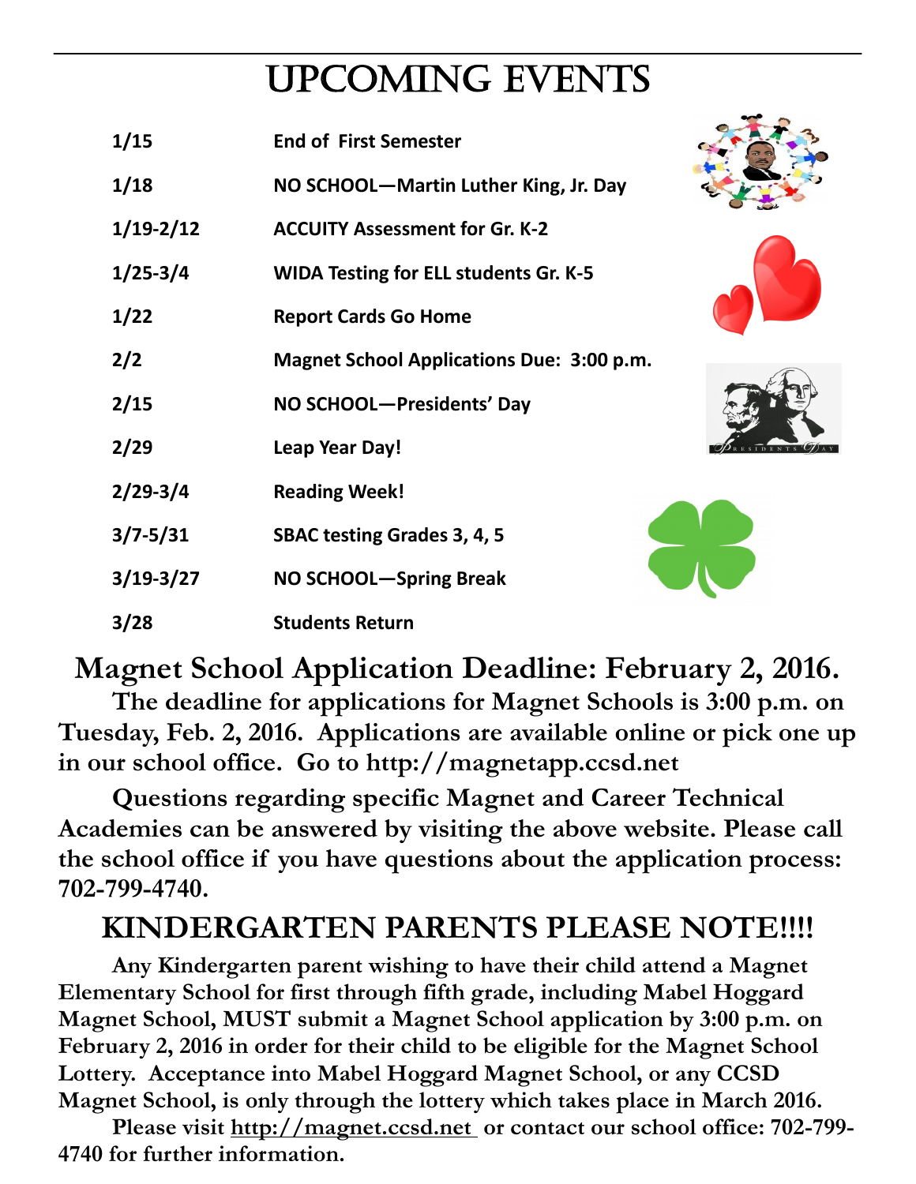# Upcoming Events

| | |
|---|---|
| 1/15 | End of First Semester |
| 1/18 | NO SCHOOL—Martin Luther King, Jr. Day |
| 1/19-2/12 | ACCUITY Assessment for Gr. K-2 |
| 1/25-3/4 | WIDA Testing for ELL students Gr. K-5 |
| 1/22 | Report Cards Go Home |
| 2/2 | Magnet School Applications Due: 3:00 p.m. |
| 2/15 | NO SCHOOL—Presidents' Day |
| 2/29 | Leap Year Day! |
| 2/29-3/4 | Reading Week! |
| 3/7-5/31 | SBAC testing Grades 3, 4, 5 |
| 3/19-3/27 | NO SCHOOL—Spring Break |
| 3/28 | Students Return |

## Magnet School Application Deadline: February 2, 2016.

**The deadline for applications for Magnet Schools is 3:00 p.m. on Tuesday, Feb. 2, 2016. Applications are available online or pick one up in our school office. Go to http://magnetapp.ccsd.net**

**Questions regarding specific Magnet and Career Technical Academies can be answered by visiting the above website. Please call the school office if you have questions about the application process: 702-799-4740.**

## KINDERGARTEN PARENTS PLEASE NOTE!!!!

**Any Kindergarten parent wishing to have their child attend a Magnet Elementary School for first through fifth grade, including Mabel Hoggard Magnet School, MUST submit a Magnet School application by 3:00 p.m. on February 2, 2016 in order for their child to be eligible for the Magnet School Lottery. Acceptance into Mabel Hoggard Magnet School, or any CCSD Magnet School, is only through the lottery which takes place in March 2016.**

**Please visit http://magnet.ccsd.net or contact our school office: 702-799-4740 for further information.**